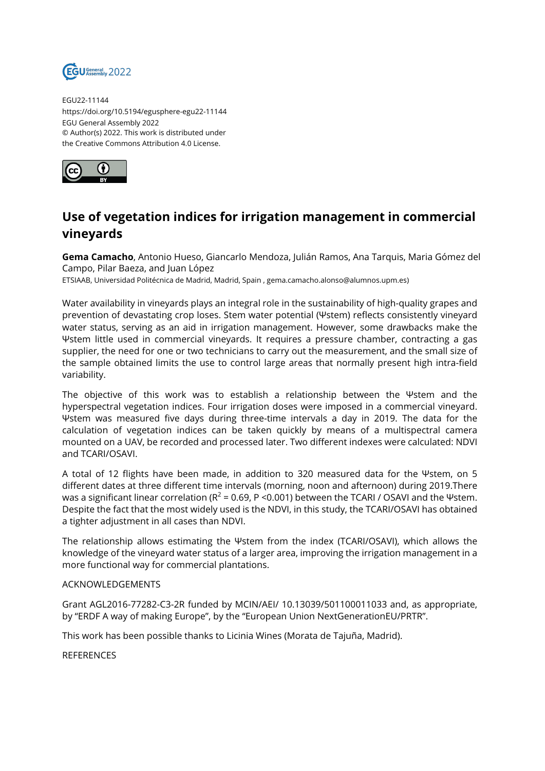EGU22-11144
https://doi.org/10.5194/egusphere-egu22-11144
EGU General Assembly 2022
© Author(s) 2022. This work is distributed under the Creative Commons Attribution 4.0 License.

# Use of vegetation indices for irrigation management in commercial vineyards

**Gema Camacho**, Antonio Hueso, Giancarlo Mendoza, Julián Ramos, Ana Tarquis, Maria Gómez del Campo, Pilar Baeza, and Juan López

ETSIAAB, Universidad Politécnica de Madrid, Madrid, Spain , gema.camacho.alonso@alumnos.upm.es)

Water availability in vineyards plays an integral role in the sustainability of high-quality grapes and prevention of devastating crop loses. Stem water potential (Ψstem) reflects consistently vineyard water status, serving as an aid in irrigation management. However, some drawbacks make the Ψstem little used in commercial vineyards. It requires a pressure chamber, contracting a gas supplier, the need for one or two technicians to carry out the measurement, and the small size of the sample obtained limits the use to control large areas that normally present high intra-field variability.

The objective of this work was to establish a relationship between the Ψstem and the hyperspectral vegetation indices. Four irrigation doses were imposed in a commercial vineyard. Ψstem was measured five days during three-time intervals a day in 2019. The data for the calculation of vegetation indices can be taken quickly by means of a multispectral camera mounted on a UAV, be recorded and processed later. Two different indexes were calculated: NDVI and TCARI/OSAVI.

A total of 12 flights have been made, in addition to 320 measured data for the Ψstem, on 5 different dates at three different time intervals (morning, noon and afternoon) during 2019.There was a significant linear correlation ($R^2$ = 0.69, P <0.001) between the TCARI / OSAVI and the Ψstem. Despite the fact that the most widely used is the NDVI, in this study, the TCARI/OSAVI has obtained a tighter adjustment in all cases than NDVI.

The relationship allows estimating the Ψstem from the index (TCARI/OSAVI), which allows the knowledge of the vineyard water status of a larger area, improving the irrigation management in a more functional way for commercial plantations.

ACKNOWLEDGEMENTS

Grant AGL2016-77282-C3-2R funded by MCIN/AEI/ 10.13039/501100011033 and, as appropriate, by "ERDF A way of making Europe", by the "European Union NextGenerationEU/PRTR".

This work has been possible thanks to Licinia Wines (Morata de Tajuña, Madrid).

REFERENCES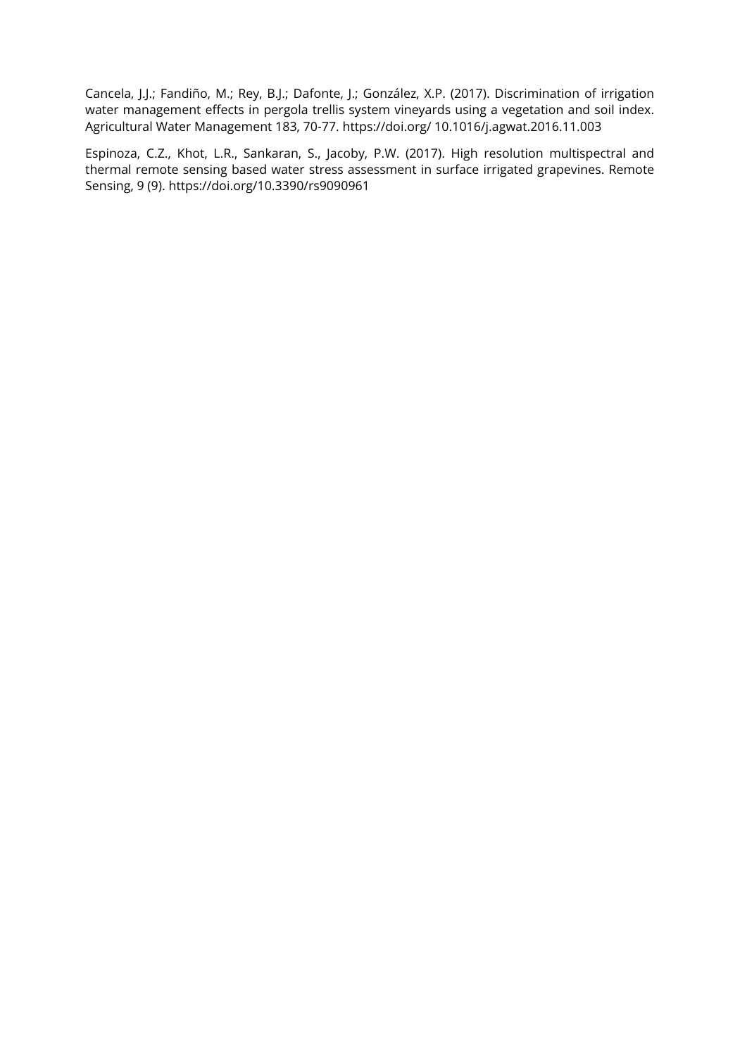Cancela, J.J.; Fandiño, M.; Rey, B.J.; Dafonte, J.; González, X.P. (2017). Discrimination of irrigation water management effects in pergola trellis system vineyards using a vegetation and soil index. Agricultural Water Management 183, 70-77. https://doi.org/ 10.1016/j.agwat.2016.11.003

Espinoza, C.Z., Khot, L.R., Sankaran, S., Jacoby, P.W. (2017). High resolution multispectral and thermal remote sensing based water stress assessment in surface irrigated grapevines. Remote Sensing, 9 (9). https://doi.org/10.3390/rs9090961